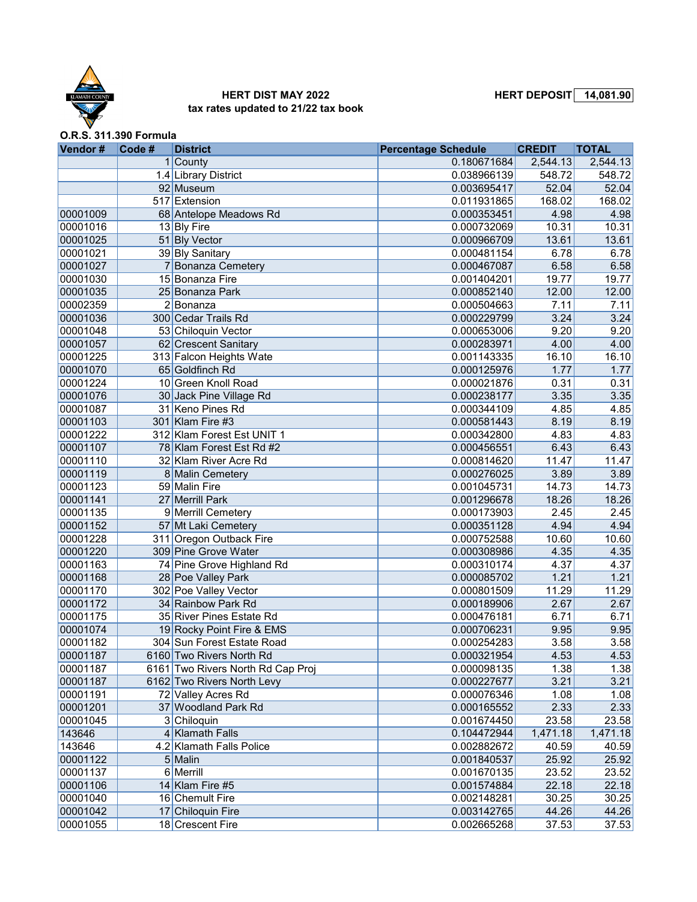KLAMATH COUNTY

**HERT DIST MAY 2022**
**tax rates updated to 21/22 tax book**

**HERT DEPOSIT** | **14,081.90**

**O.R.S. 311.390 Formula**

| Vendor # | Code # | District | Percentage Schedule | CREDIT | TOTAL |
|---|---|---|---|---|---|
| | 1 | County | 0.180671684 | 2,544.13 | 2,544.13 |
| | 1.4 | Library District | 0.038966139 | 548.72 | 548.72 |
| | 92 | Museum | 0.003695417 | 52.04 | 52.04 |
| | 517 | Extension | 0.011931865 | 168.02 | 168.02 |
| 00001009 | 68 | Antelope Meadows Rd | 0.000353451 | 4.98 | 4.98 |
| 00001016 | 13 | Bly Fire | 0.000732069 | 10.31 | 10.31 |
| 00001025 | 51 | Bly Vector | 0.000966709 | 13.61 | 13.61 |
| 00001021 | 39 | Bly Sanitary | 0.000481154 | 6.78 | 6.78 |
| 00001027 | 7 | Bonanza Cemetery | 0.000467087 | 6.58 | 6.58 |
| 00001030 | 15 | Bonanza Fire | 0.001404201 | 19.77 | 19.77 |
| 00001035 | 25 | Bonanza Park | 0.000852140 | 12.00 | 12.00 |
| 00002359 | 2 | Bonanza | 0.000504663 | 7.11 | 7.11 |
| 00001036 | 300 | Cedar Trails Rd | 0.000229799 | 3.24 | 3.24 |
| 00001048 | 53 | Chiloquin Vector | 0.000653006 | 9.20 | 9.20 |
| 00001057 | 62 | Crescent Sanitary | 0.000283971 | 4.00 | 4.00 |
| 00001225 | 313 | Falcon Heights Wate | 0.001143335 | 16.10 | 16.10 |
| 00001070 | 65 | Goldfinch Rd | 0.000125976 | 1.77 | 1.77 |
| 00001224 | 10 | Green Knoll Road | 0.000021876 | 0.31 | 0.31 |
| 00001076 | 30 | Jack Pine Village Rd | 0.000238177 | 3.35 | 3.35 |
| 00001087 | 31 | Keno Pines Rd | 0.000344109 | 4.85 | 4.85 |
| 00001103 | 301 | Klam Fire #3 | 0.000581443 | 8.19 | 8.19 |
| 00001222 | 312 | Klam Forest Est UNIT 1 | 0.000342800 | 4.83 | 4.83 |
| 00001107 | 78 | Klam Forest Est Rd #2 | 0.000456551 | 6.43 | 6.43 |
| 00001110 | 32 | Klam River Acre Rd | 0.000814620 | 11.47 | 11.47 |
| 00001119 | 8 | Malin Cemetery | 0.000276025 | 3.89 | 3.89 |
| 00001123 | 59 | Malin Fire | 0.001045731 | 14.73 | 14.73 |
| 00001141 | 27 | Merrill Park | 0.001296678 | 18.26 | 18.26 |
| 00001135 | 9 | Merrill Cemetery | 0.000173903 | 2.45 | 2.45 |
| 00001152 | 57 | Mt Laki Cemetery | 0.000351128 | 4.94 | 4.94 |
| 00001228 | 311 | Oregon Outback Fire | 0.000752588 | 10.60 | 10.60 |
| 00001220 | 309 | Pine Grove Water | 0.000308986 | 4.35 | 4.35 |
| 00001163 | 74 | Pine Grove Highland Rd | 0.000310174 | 4.37 | 4.37 |
| 00001168 | 28 | Poe Valley Park | 0.000085702 | 1.21 | 1.21 |
| 00001170 | 302 | Poe Valley Vector | 0.000801509 | 11.29 | 11.29 |
| 00001172 | 34 | Rainbow Park Rd | 0.000189906 | 2.67 | 2.67 |
| 00001175 | 35 | River Pines Estate Rd | 0.000476181 | 6.71 | 6.71 |
| 00001074 | 19 | Rocky Point Fire & EMS | 0.000706231 | 9.95 | 9.95 |
| 00001182 | 304 | Sun Forest Estate Road | 0.000254283 | 3.58 | 3.58 |
| 00001187 | 6160 | Two Rivers North Rd | 0.000321954 | 4.53 | 4.53 |
| 00001187 | 6161 | Two Rivers North Rd Cap Proj | 0.000098135 | 1.38 | 1.38 |
| 00001187 | 6162 | Two Rivers North Levy | 0.000227677 | 3.21 | 3.21 |
| 00001191 | 72 | Valley Acres Rd | 0.000076346 | 1.08 | 1.08 |
| 00001201 | 37 | Woodland Park Rd | 0.000165552 | 2.33 | 2.33 |
| 00001045 | 3 | Chiloquin | 0.001674450 | 23.58 | 23.58 |
| 143646 | 4 | Klamath Falls | 0.104472944 | 1,471.18 | 1,471.18 |
| 143646 | 4.2 | Klamath Falls Police | 0.002882672 | 40.59 | 40.59 |
| 00001122 | 5 | Malin | 0.001840537 | 25.92 | 25.92 |
| 00001137 | 6 | Merrill | 0.001670135 | 23.52 | 23.52 |
| 00001106 | 14 | Klam Fire #5 | 0.001574884 | 22.18 | 22.18 |
| 00001040 | 16 | Chemult Fire | 0.002148281 | 30.25 | 30.25 |
| 00001042 | 17 | Chiloquin Fire | 0.003142765 | 44.26 | 44.26 |
| 00001055 | 18 | Crescent Fire | 0.002665268 | 37.53 | 37.53 |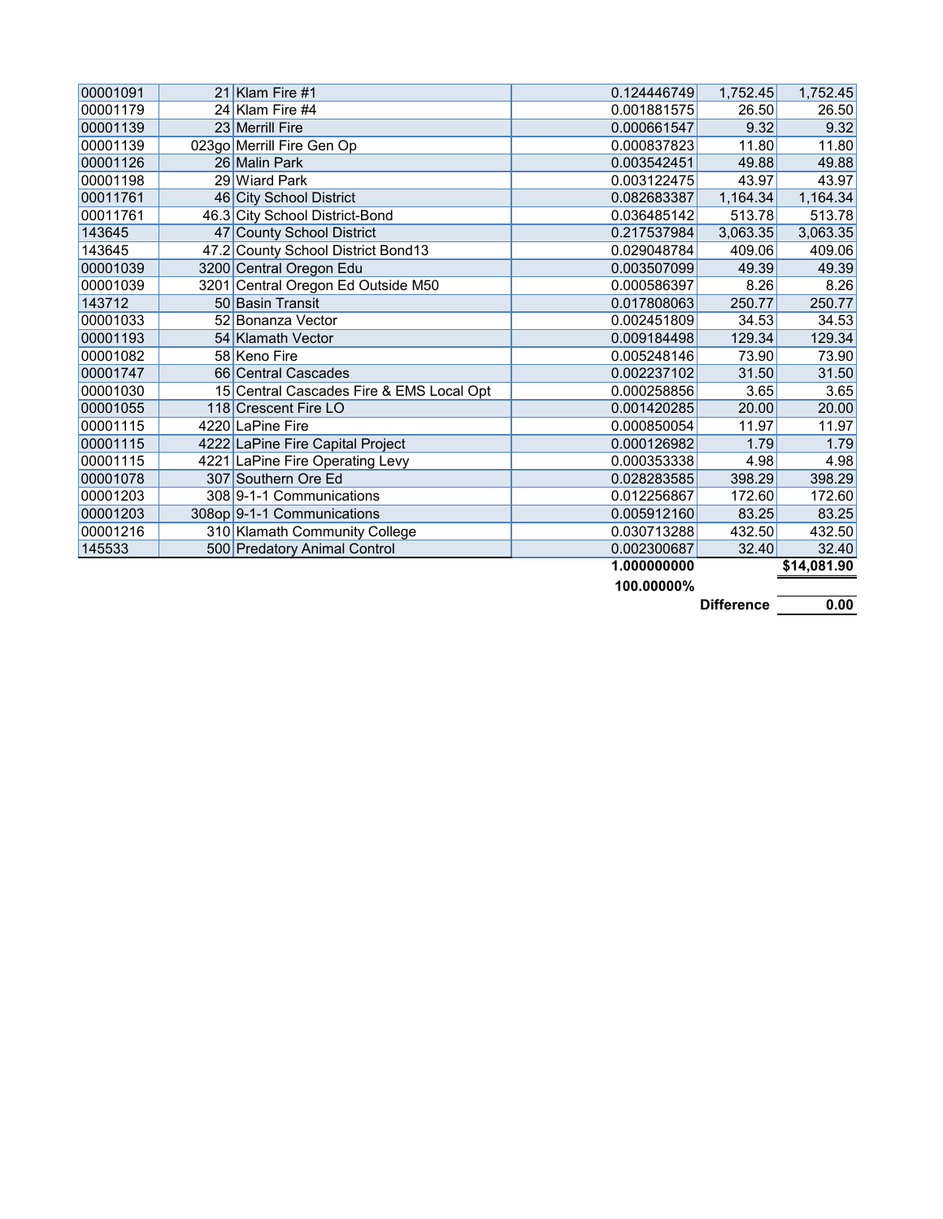| | | | | | |
|---|---|---|---|---|---|
| 00001091 | 21 | Klam Fire #1 | 0.124446749 | 1,752.45 | 1,752.45 |
| 00001179 | 24 | Klam Fire #4 | 0.001881575 | 26.50 | 26.50 |
| 00001139 | 23 | Merrill Fire | 0.000661547 | 9.32 | 9.32 |
| 00001139 | 023go | Merrill Fire Gen Op | 0.000837823 | 11.80 | 11.80 |
| 00001126 | 26 | Malin Park | 0.003542451 | 49.88 | 49.88 |
| 00001198 | 29 | Wiard Park | 0.003122475 | 43.97 | 43.97 |
| 00011761 | 46 | City School District | 0.082683387 | 1,164.34 | 1,164.34 |
| 00011761 | 46.3 | City School District-Bond | 0.036485142 | 513.78 | 513.78 |
| 143645 | 47 | County School District | 0.217537984 | 3,063.35 | 3,063.35 |
| 143645 | 47.2 | County School District Bond13 | 0.029048784 | 409.06 | 409.06 |
| 00001039 | 3200 | Central Oregon Edu | 0.003507099 | 49.39 | 49.39 |
| 00001039 | 3201 | Central Oregon Ed Outside M50 | 0.000586397 | 8.26 | 8.26 |
| 143712 | 50 | Basin Transit | 0.017808063 | 250.77 | 250.77 |
| 00001033 | 52 | Bonanza Vector | 0.002451809 | 34.53 | 34.53 |
| 00001193 | 54 | Klamath Vector | 0.009184498 | 129.34 | 129.34 |
| 00001082 | 58 | Keno Fire | 0.005248146 | 73.90 | 73.90 |
| 00001747 | 66 | Central Cascades | 0.002237102 | 31.50 | 31.50 |
| 00001030 | 15 | Central Cascades Fire & EMS Local Opt | 0.000258856 | 3.65 | 3.65 |
| 00001055 | 118 | Crescent Fire LO | 0.001420285 | 20.00 | 20.00 |
| 00001115 | 4220 | LaPine Fire | 0.000850054 | 11.97 | 11.97 |
| 00001115 | 4222 | LaPine Fire Capital Project | 0.000126982 | 1.79 | 1.79 |
| 00001115 | 4221 | LaPine Fire Operating Levy | 0.000353338 | 4.98 | 4.98 |
| 00001078 | 307 | Southern Ore Ed | 0.028283585 | 398.29 | 398.29 |
| 00001203 | 308 | 9-1-1 Communications | 0.012256867 | 172.60 | 172.60 |
| 00001203 | 308op | 9-1-1 Communications | 0.005912160 | 83.25 | 83.25 |
| 00001216 | 310 | Klamath Community College | 0.030713288 | 432.50 | 432.50 |
| 145533 | 500 | Predatory Animal Control | 0.002300687 | 32.40 | 32.40 |
| | | | **1.000000000** | | **$14,081.90** |
| | | | **100.00000%** | | |
| | | | | **Difference** | **0.00** |